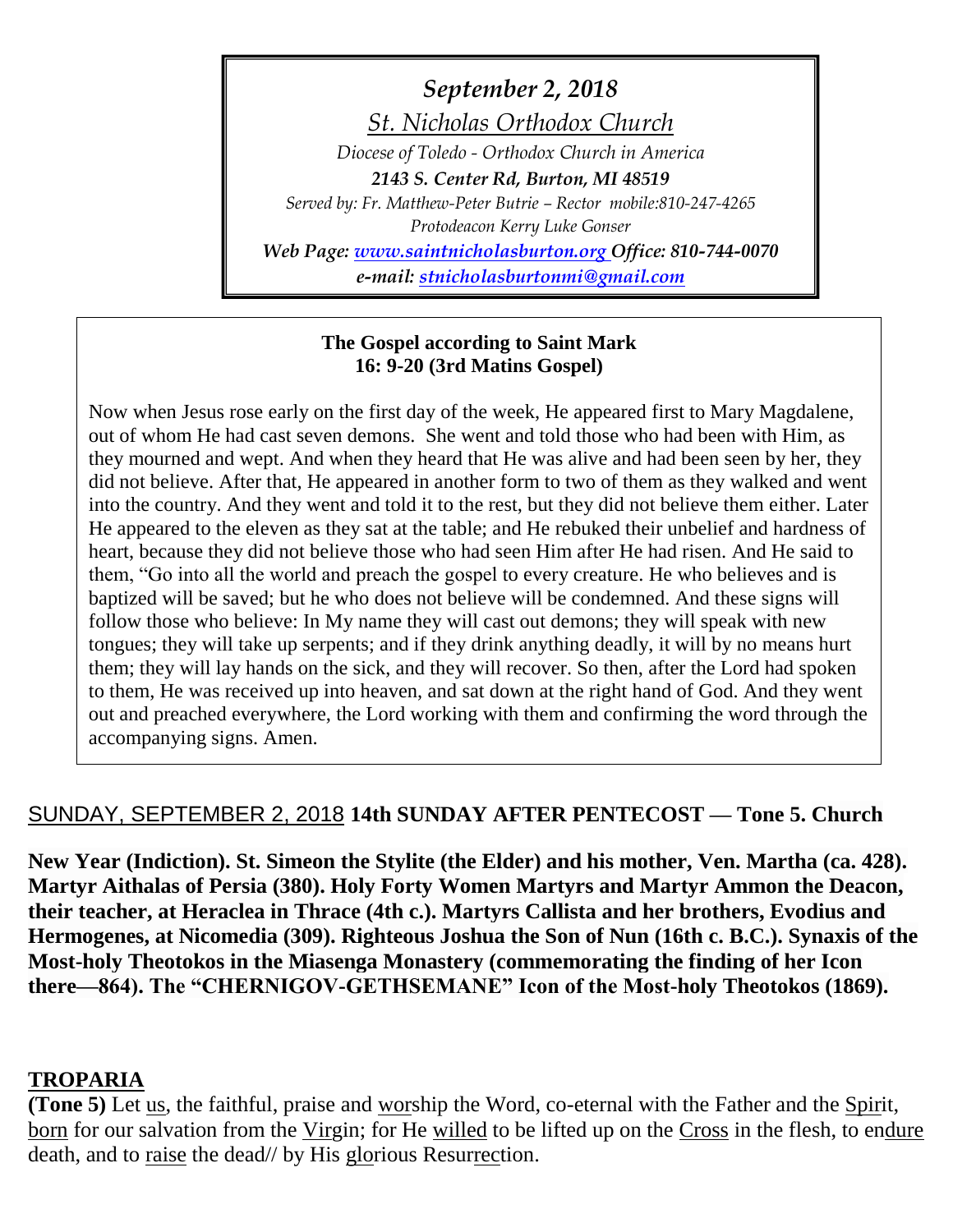*September 2, 2018*

*St. Nicholas Orthodox Church*

*Diocese of Toledo - Orthodox Church in America*

***2143 S. Center Rd, Burton, MI 48519***

*Served by: Fr. Matthew-Peter Butrie – Rector mobile:810-247-4265*

*Protodeacon Kerry Luke Gonser*

***Web Page: [www.saintnicholasburton.org](http://www.saintnicholasburton.org) Office: 810-744-0070***

***e-mail: [stnicholasburtonmi@gmail.com](mailto:stnicholasburtonmi@gmail.com)***

**The Gospel according to Saint Mark**
**16: 9-20 (3rd Matins Gospel)**

Now when Jesus rose early on the first day of the week, He appeared first to Mary Magdalene, out of whom He had cast seven demons. She went and told those who had been with Him, as they mourned and wept. And when they heard that He was alive and had been seen by her, they did not believe. After that, He appeared in another form to two of them as they walked and went into the country. And they went and told it to the rest, but they did not believe them either. Later He appeared to the eleven as they sat at the table; and He rebuked their unbelief and hardness of heart, because they did not believe those who had seen Him after He had risen. And He said to them, "Go into all the world and preach the gospel to every creature. He who believes and is baptized will be saved; but he who does not believe will be condemned. And these signs will follow those who believe: In My name they will cast out demons; they will speak with new tongues; they will take up serpents; and if they drink anything deadly, it will by no means hurt them; they will lay hands on the sick, and they will recover. So then, after the Lord had spoken to them, He was received up into heaven, and sat down at the right hand of God. And they went out and preached everywhere, the Lord working with them and confirming the word through the accompanying signs. Amen.

SUNDAY, SEPTEMBER 2, 2018 **14th SUNDAY AFTER PENTECOST — Tone 5. Church New Year (Indiction). St. Simeon the Stylite (the Elder) and his mother, Ven. Martha (ca. 428). Martyr Aithalas of Persia (380). Holy Forty Women Martyrs and Martyr Ammon the Deacon, their teacher, at Heraclea in Thrace (4th c.). Martyrs Callista and her brothers, Evodius and Hermogenes, at Nicomedia (309). Righteous Joshua the Son of Nun (16th c. B.C.). Synaxis of the Most-holy Theotokos in the Miasenga Monastery (commemorating the finding of her Icon there—864). The "CHERNIGOV-GETHSEMANE" Icon of the Most-holy Theotokos (1869).**

## TROPARIA

**(Tone 5)** Let us, the faithful, praise and worship the Word, co-eternal with the Father and the Spirit, born for our salvation from the Virgin; for He willed to be lifted up on the Cross in the flesh, to endure death, and to raise the dead// by His glorious Resurrection.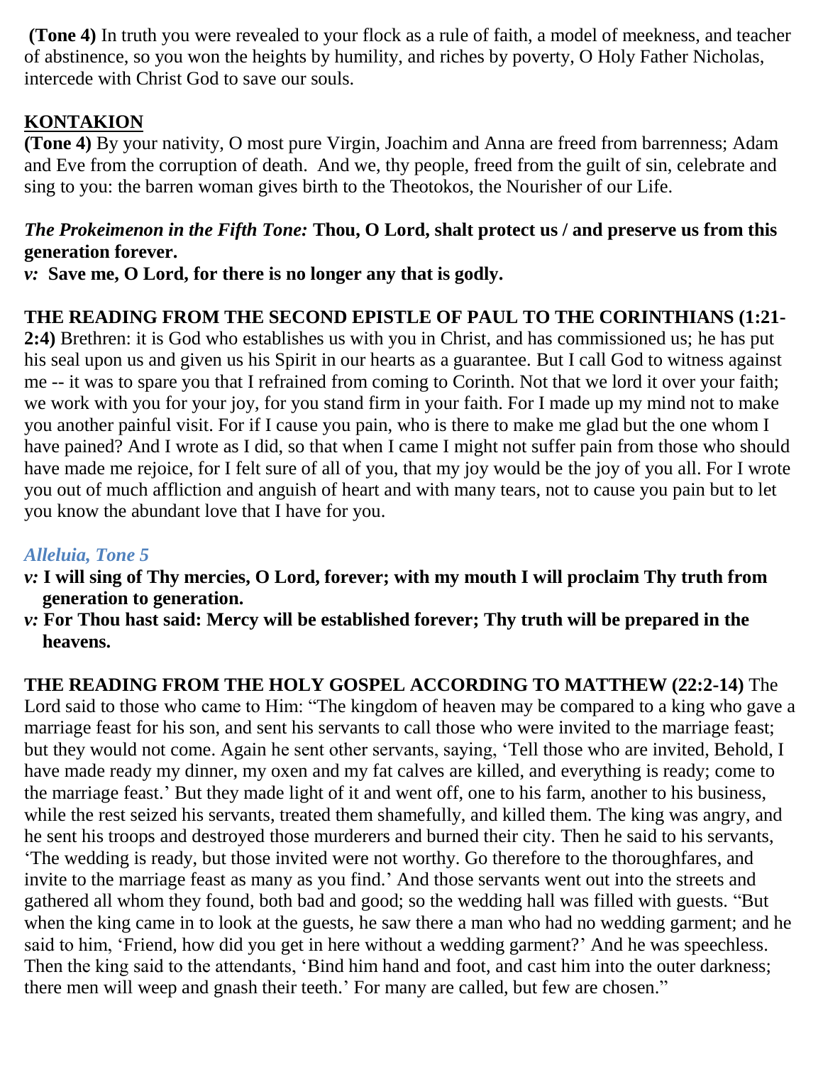**(Tone 4)** In truth you were revealed to your flock as a rule of faith, a model of meekness, and teacher of abstinence, so you won the heights by humility, and riches by poverty, O Holy Father Nicholas, intercede with Christ God to save our souls.

## KONTAKION

**(Tone 4)** By your nativity, O most pure Virgin, Joachim and Anna are freed from barrenness; Adam and Eve from the corruption of death. And we, thy people, freed from the guilt of sin, celebrate and sing to you: the barren woman gives birth to the Theotokos, the Nourisher of our Life.

***The Prokeimenon in the Fifth Tone:*** **Thou, O Lord, shalt protect us / and preserve us from this generation forever.**

***v:*** **Save me, O Lord, for there is no longer any that is godly.**

**THE READING FROM THE SECOND EPISTLE OF PAUL TO THE CORINTHIANS (1:21-2:4)** Brethren: it is God who establishes us with you in Christ, and has commissioned us; he has put his seal upon us and given us his Spirit in our hearts as a guarantee. But I call God to witness against me -- it was to spare you that I refrained from coming to Corinth. Not that we lord it over your faith; we work with you for your joy, for you stand firm in your faith. For I made up my mind not to make you another painful visit. For if I cause you pain, who is there to make me glad but the one whom I have pained? And I wrote as I did, so that when I came I might not suffer pain from those who should have made me rejoice, for I felt sure of all of you, that my joy would be the joy of you all. For I wrote you out of much affliction and anguish of heart and with many tears, not to cause you pain but to let you know the abundant love that I have for you.

### *Alleluia, Tone 5*

- ***v:*** **I will sing of Thy mercies, O Lord, forever; with my mouth I will proclaim Thy truth from generation to generation.**
- ***v:*** **For Thou hast said: Mercy will be established forever; Thy truth will be prepared in the heavens.**

**THE READING FROM THE HOLY GOSPEL ACCORDING TO MATTHEW (22:2-14)** The Lord said to those who came to Him: "The kingdom of heaven may be compared to a king who gave a marriage feast for his son, and sent his servants to call those who were invited to the marriage feast; but they would not come. Again he sent other servants, saying, 'Tell those who are invited, Behold, I have made ready my dinner, my oxen and my fat calves are killed, and everything is ready; come to the marriage feast.' But they made light of it and went off, one to his farm, another to his business, while the rest seized his servants, treated them shamefully, and killed them. The king was angry, and he sent his troops and destroyed those murderers and burned their city. Then he said to his servants, 'The wedding is ready, but those invited were not worthy. Go therefore to the thoroughfares, and invite to the marriage feast as many as you find.' And those servants went out into the streets and gathered all whom they found, both bad and good; so the wedding hall was filled with guests. "But when the king came in to look at the guests, he saw there a man who had no wedding garment; and he said to him, 'Friend, how did you get in here without a wedding garment?' And he was speechless. Then the king said to the attendants, 'Bind him hand and foot, and cast him into the outer darkness; there men will weep and gnash their teeth.' For many are called, but few are chosen."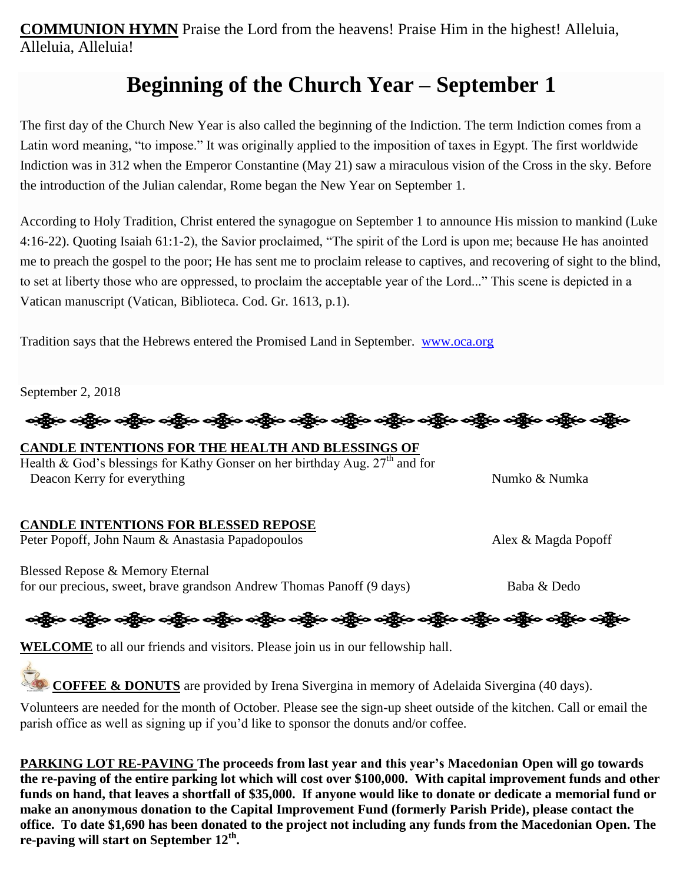**COMMUNION HYMN** Praise the Lord from the heavens! Praise Him in the highest! Alleluia, Alleluia, Alleluia!

# Beginning of the Church Year – September 1

The first day of the Church New Year is also called the beginning of the Indiction. The term Indiction comes from a Latin word meaning, "to impose." It was originally applied to the imposition of taxes in Egypt. The first worldwide Indiction was in 312 when the Emperor Constantine (May 21) saw a miraculous vision of the Cross in the sky. Before the introduction of the Julian calendar, Rome began the New Year on September 1.

According to Holy Tradition, Christ entered the synagogue on September 1 to announce His mission to mankind (Luke 4:16-22). Quoting Isaiah 61:1-2), the Savior proclaimed, "The spirit of the Lord is upon me; because He has anointed me to preach the gospel to the poor; He has sent me to proclaim release to captives, and recovering of sight to the blind, to set at liberty those who are oppressed, to proclaim the acceptable year of the Lord..." This scene is depicted in a Vatican manuscript (Vatican, Biblioteca. Cod. Gr. 1613, p.1).

Tradition says that the Hebrews entered the Promised Land in September. www.oca.org

September 2, 2018

**CANDLE INTENTIONS FOR THE HEALTH AND BLESSINGS OF**

Health & God's blessings for Kathy Gonser on her birthday Aug. 27th and for Deacon Kerry for everything — Numko & Numka

**CANDLE INTENTIONS FOR BLESSED REPOSE**

Peter Popoff, John Naum & Anastasia Papadopoulos — Alex & Magda Popoff

Blessed Repose & Memory Eternal
for our precious, sweet, brave grandson Andrew Thomas Panoff (9 days) — Baba & Dedo

**WELCOME** to all our friends and visitors. Please join us in our fellowship hall.

**COFFEE & DONUTS** are provided by Irena Sivergina in memory of Adelaida Sivergina (40 days).

Volunteers are needed for the month of October. Please see the sign-up sheet outside of the kitchen. Call or email the parish office as well as signing up if you'd like to sponsor the donuts and/or coffee.

**PARKING LOT RE-PAVING The proceeds from last year and this year's Macedonian Open will go towards the re-paving of the entire parking lot which will cost over $100,000. With capital improvement funds and other funds on hand, that leaves a shortfall of $35,000. If anyone would like to donate or dedicate a memorial fund or make an anonymous donation to the Capital Improvement Fund (formerly Parish Pride), please contact the office. To date $1,690 has been donated to the project not including any funds from the Macedonian Open. The re-paving will start on September 12th.**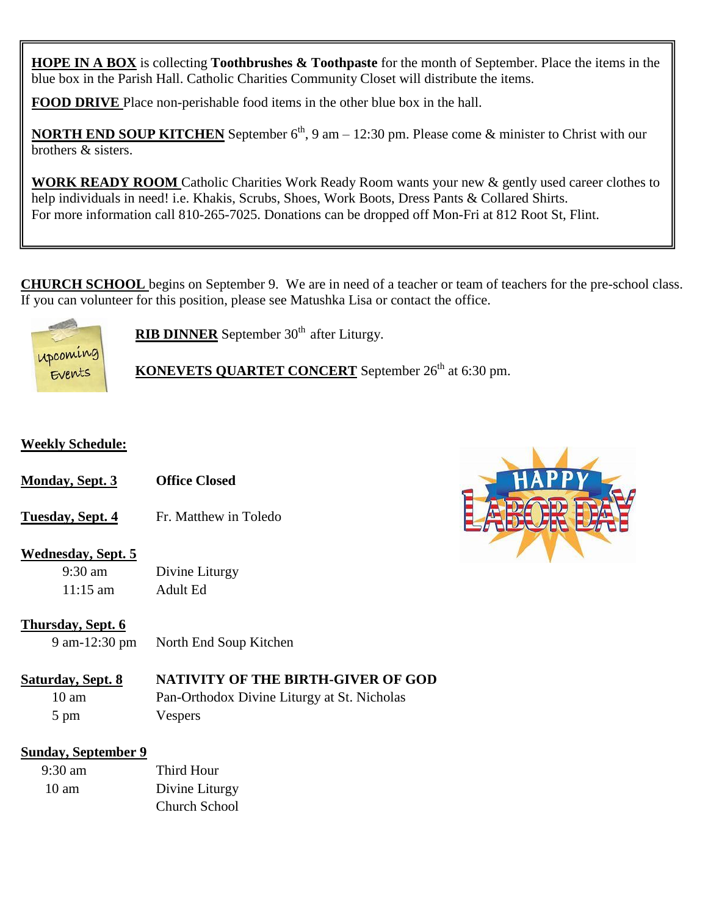**HOPE IN A BOX** is collecting **Toothbrushes & Toothpaste** for the month of September. Place the items in the blue box in the Parish Hall. Catholic Charities Community Closet will distribute the items.

**FOOD DRIVE** Place non-perishable food items in the other blue box in the hall.

**NORTH END SOUP KITCHEN** September 6th, 9 am – 12:30 pm. Please come & minister to Christ with our brothers & sisters.

**WORK READY ROOM** Catholic Charities Work Ready Room wants your new & gently used career clothes to help individuals in need! i.e. Khakis, Scrubs, Shoes, Work Boots, Dress Pants & Collared Shirts. For more information call 810-265-7025. Donations can be dropped off Mon-Fri at 812 Root St, Flint.

**CHURCH SCHOOL** begins on September 9. We are in need of a teacher or team of teachers for the pre-school class. If you can volunteer for this position, please see Matushka Lisa or contact the office.

Upcoming Events

**RIB DINNER** September 30th after Liturgy.

**KONEVETS QUARTET CONCERT** September 26th at 6:30 pm.

**Weekly Schedule:**

HAPPY LABOR DAY

**Monday, Sept. 3** — **Office Closed**

**Tuesday, Sept. 4** — Fr. Matthew in Toledo

**Wednesday, Sept. 5**
- 9:30 am — Divine Liturgy
- 11:15 am — Adult Ed

**Thursday, Sept. 6**
- 9 am-12:30 pm — North End Soup Kitchen

**Saturday, Sept. 8** — **NATIVITY OF THE BIRTH-GIVER OF GOD**
- 10 am — Pan-Orthodox Divine Liturgy at St. Nicholas
- 5 pm — Vespers

**Sunday, September 9**
- 9:30 am — Third Hour
- 10 am — Divine Liturgy
- Church School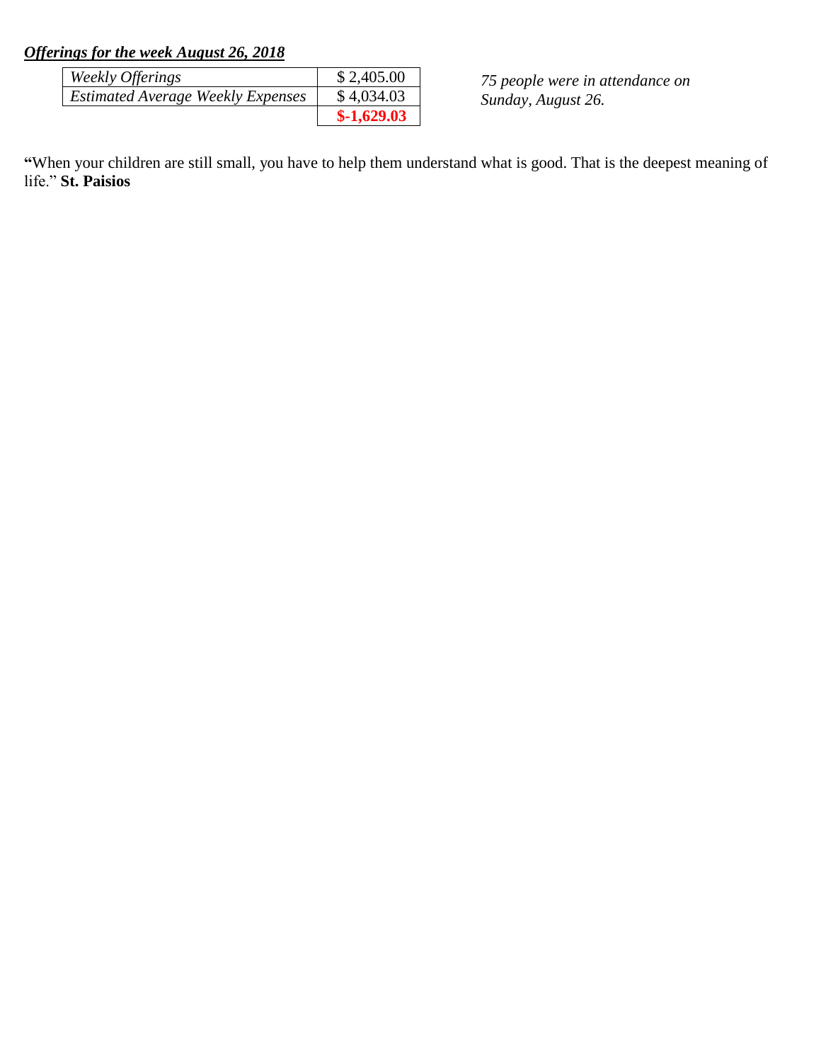***<u>Offerings for the week August 26, 2018</u>***

| | |
|---|---|
| *Weekly Offerings* | $ 2,405.00 |
| *Estimated Average Weekly Expenses* | $ 4,034.03 |
| | **$-1,629.03** |

*75 people were in attendance on Sunday, August 26.*

**"**When your children are still small, you have to help them understand what is good. That is the deepest meaning of life." **St. Paisios**